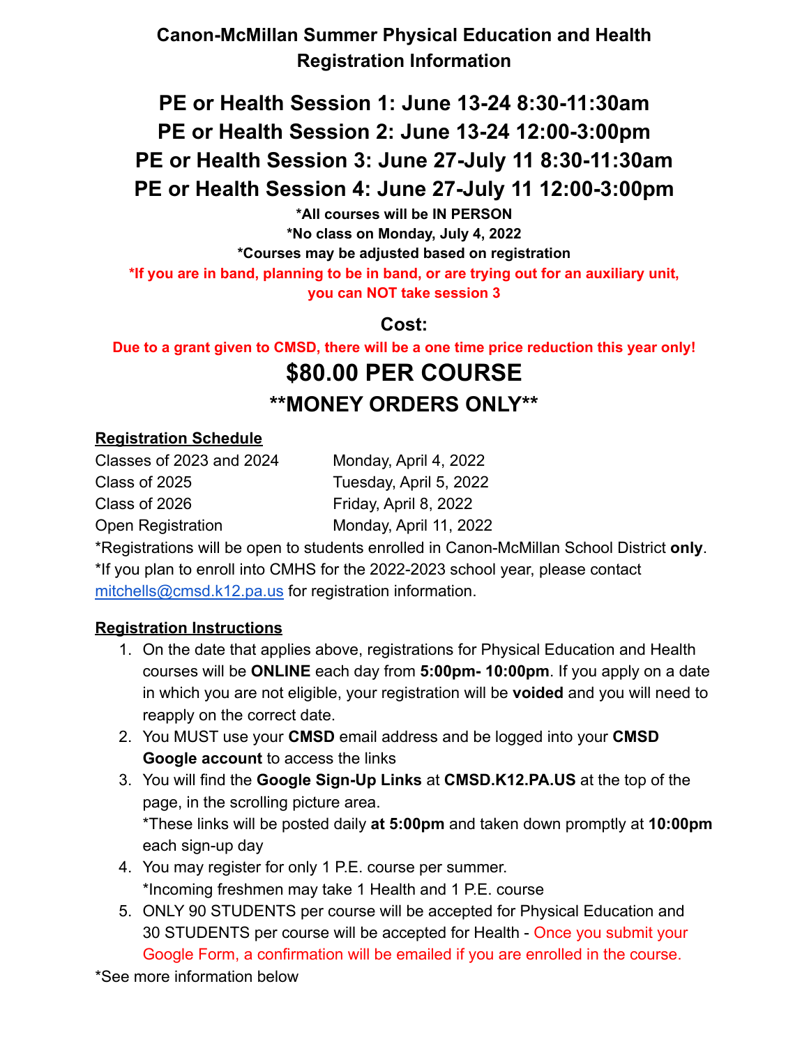# Canon-McMillan Summer Physical Education and Health Registration Information

## PE or Health Session 1: June 13-24 8:30-11:30am
## PE or Health Session 2: June 13-24 12:00-3:00pm
## PE or Health Session 3: June 27-July 11 8:30-11:30am
## PE or Health Session 4: June 27-July 11 12:00-3:00pm

**\*All courses will be IN PERSON**
**\*No class on Monday, July 4, 2022**
**\*Courses may be adjusted based on registration**
**\*If you are in band, planning to be in band, or are trying out for an auxiliary unit, you can NOT take session 3**

### Cost:

**Due to a grant given to CMSD, there will be a one time price reduction this year only!**

## $80.00 PER COURSE
## \*\*MONEY ORDERS ONLY\*\*

**Registration Schedule**

| | |
|---|---|
| Classes of 2023 and 2024 | Monday, April 4, 2022 |
| Class of 2025 | Tuesday, April 5, 2022 |
| Class of 2026 | Friday, April 8, 2022 |
| Open Registration | Monday, April 11, 2022 |

\*Registrations will be open to students enrolled in Canon-McMillan School District **only**.
\*If you plan to enroll into CMHS for the 2022-2023 school year, please contact mitchells@cmsd.k12.pa.us for registration information.

**Registration Instructions**

1. On the date that applies above, registrations for Physical Education and Health courses will be **ONLINE** each day from **5:00pm- 10:00pm**. If you apply on a date in which you are not eligible, your registration will be **voided** and you will need to reapply on the correct date.
2. You MUST use your **CMSD** email address and be logged into your **CMSD Google account** to access the links
3. You will find the **Google Sign-Up Links** at **CMSD.K12.PA.US** at the top of the page, in the scrolling picture area.
   \*These links will be posted daily **at 5:00pm** and taken down promptly at **10:00pm** each sign-up day
4. You may register for only 1 P.E. course per summer.
   \*Incoming freshmen may take 1 Health and 1 P.E. course
5. ONLY 90 STUDENTS per course will be accepted for Physical Education and 30 STUDENTS per course will be accepted for Health - Once you submit your Google Form, a confirmation will be emailed if you are enrolled in the course.

\*See more information below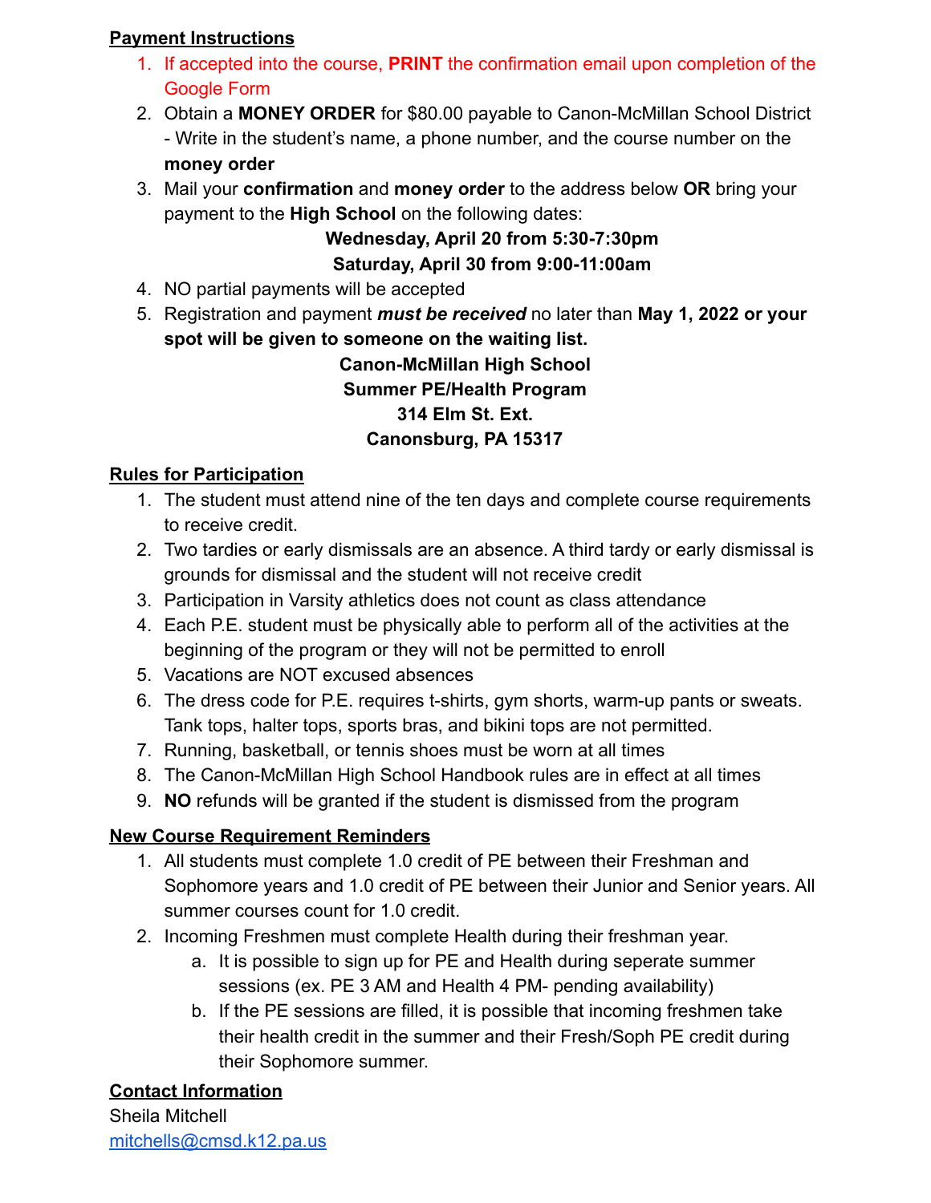**Payment Instructions**

1. If accepted into the course, **PRINT** the confirmation email upon completion of the Google Form
2. Obtain a **MONEY ORDER** for $80.00 payable to Canon-McMillan School District - Write in the student's name, a phone number, and the course number on the **money order**
3. Mail your **confirmation** and **money order** to the address below **OR** bring your payment to the **High School** on the following dates:

   **Wednesday, April 20 from 5:30-7:30pm**
   **Saturday, April 30 from 9:00-11:00am**
4. NO partial payments will be accepted
5. Registration and payment ***must be received*** no later than **May 1, 2022 or your spot will be given to someone on the waiting list.**

   **Canon-McMillan High School**
   **Summer PE/Health Program**
   **314 Elm St. Ext.**
   **Canonsburg, PA 15317**

**Rules for Participation**

1. The student must attend nine of the ten days and complete course requirements to receive credit.
2. Two tardies or early dismissals are an absence. A third tardy or early dismissal is grounds for dismissal and the student will not receive credit
3. Participation in Varsity athletics does not count as class attendance
4. Each P.E. student must be physically able to perform all of the activities at the beginning of the program or they will not be permitted to enroll
5. Vacations are NOT excused absences
6. The dress code for P.E. requires t-shirts, gym shorts, warm-up pants or sweats. Tank tops, halter tops, sports bras, and bikini tops are not permitted.
7. Running, basketball, or tennis shoes must be worn at all times
8. The Canon-McMillan High School Handbook rules are in effect at all times
9. **NO** refunds will be granted if the student is dismissed from the program

**New Course Requirement Reminders**

1. All students must complete 1.0 credit of PE between their Freshman and Sophomore years and 1.0 credit of PE between their Junior and Senior years. All summer courses count for 1.0 credit.
2. Incoming Freshmen must complete Health during their freshman year.
   a. It is possible to sign up for PE and Health during seperate summer sessions (ex. PE 3 AM and Health 4 PM- pending availability)
   b. If the PE sessions are filled, it is possible that incoming freshmen take their health credit in the summer and their Fresh/Soph PE credit during their Sophomore summer.

**Contact Information**

Sheila Mitchell
mitchells@cmsd.k12.pa.us